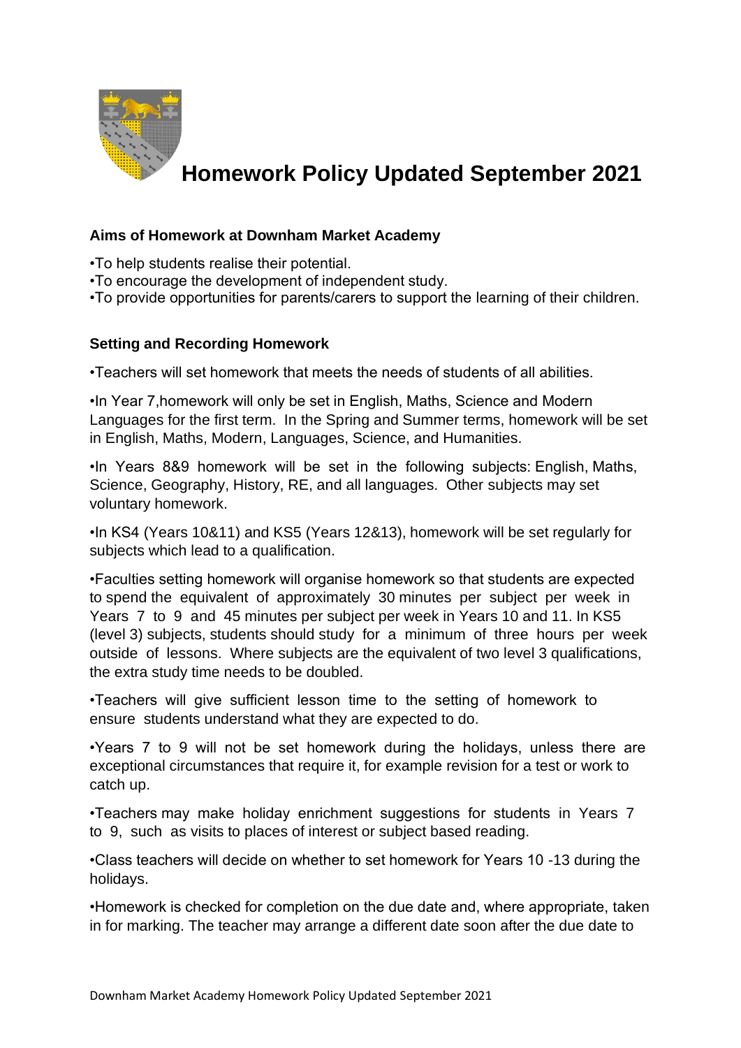# Homework Policy Updated September 2021

### Aims of Homework at Downham Market Academy

•To help students realise their potential.
•To encourage the development of independent study.
•To provide opportunities for parents/carers to support the learning of their children.

### Setting and Recording Homework

•Teachers will set homework that meets the needs of students of all abilities.

•In Year 7,homework will only be set in English, Maths, Science and Modern Languages for the first term. In the Spring and Summer terms, homework will be set in English, Maths, Modern, Languages, Science, and Humanities.

•In Years 8&9 homework will be set in the following subjects: English, Maths, Science, Geography, History, RE, and all languages. Other subjects may set voluntary homework.

•In KS4 (Years 10&11) and KS5 (Years 12&13), homework will be set regularly for subjects which lead to a qualification.

•Faculties setting homework will organise homework so that students are expected to spend the equivalent of approximately 30 minutes per subject per week in Years 7 to 9 and 45 minutes per subject per week in Years 10 and 11. In KS5 (level 3) subjects, students should study for a minimum of three hours per week outside of lessons. Where subjects are the equivalent of two level 3 qualifications, the extra study time needs to be doubled.

•Teachers will give sufficient lesson time to the setting of homework to ensure students understand what they are expected to do.

•Years 7 to 9 will not be set homework during the holidays, unless there are exceptional circumstances that require it, for example revision for a test or work to catch up.

•Teachers may make holiday enrichment suggestions for students in Years 7 to 9, such as visits to places of interest or subject based reading.

•Class teachers will decide on whether to set homework for Years 10 -13 during the holidays.

•Homework is checked for completion on the due date and, where appropriate, taken in for marking. The teacher may arrange a different date soon after the due date to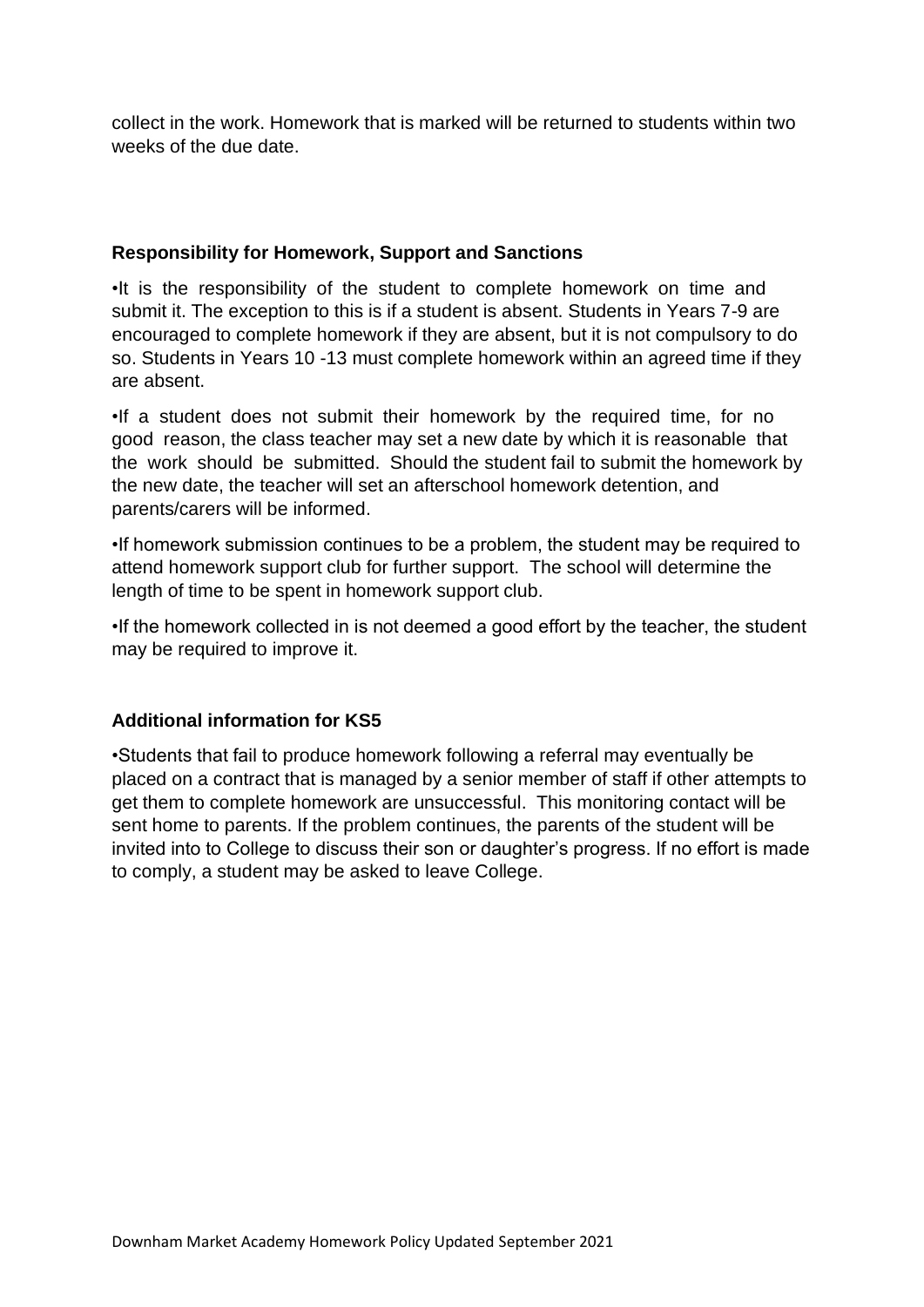collect in the work. Homework that is marked will be returned to students within two weeks of the due date.

### Responsibility for Homework, Support and Sanctions

•It is the responsibility of the student to complete homework on time and submit it. The exception to this is if a student is absent. Students in Years 7-9 are encouraged to complete homework if they are absent, but it is not compulsory to do so. Students in Years 10 -13 must complete homework within an agreed time if they are absent.

•If a student does not submit their homework by the required time, for no good reason, the class teacher may set a new date by which it is reasonable that the work should be submitted. Should the student fail to submit the homework by the new date, the teacher will set an afterschool homework detention, and parents/carers will be informed.

•If homework submission continues to be a problem, the student may be required to attend homework support club for further support. The school will determine the length of time to be spent in homework support club.

•If the homework collected in is not deemed a good effort by the teacher, the student may be required to improve it.

### Additional information for KS5

•Students that fail to produce homework following a referral may eventually be placed on a contract that is managed by a senior member of staff if other attempts to get them to complete homework are unsuccessful. This monitoring contact will be sent home to parents. If the problem continues, the parents of the student will be invited into to College to discuss their son or daughter's progress. If no effort is made to comply, a student may be asked to leave College.